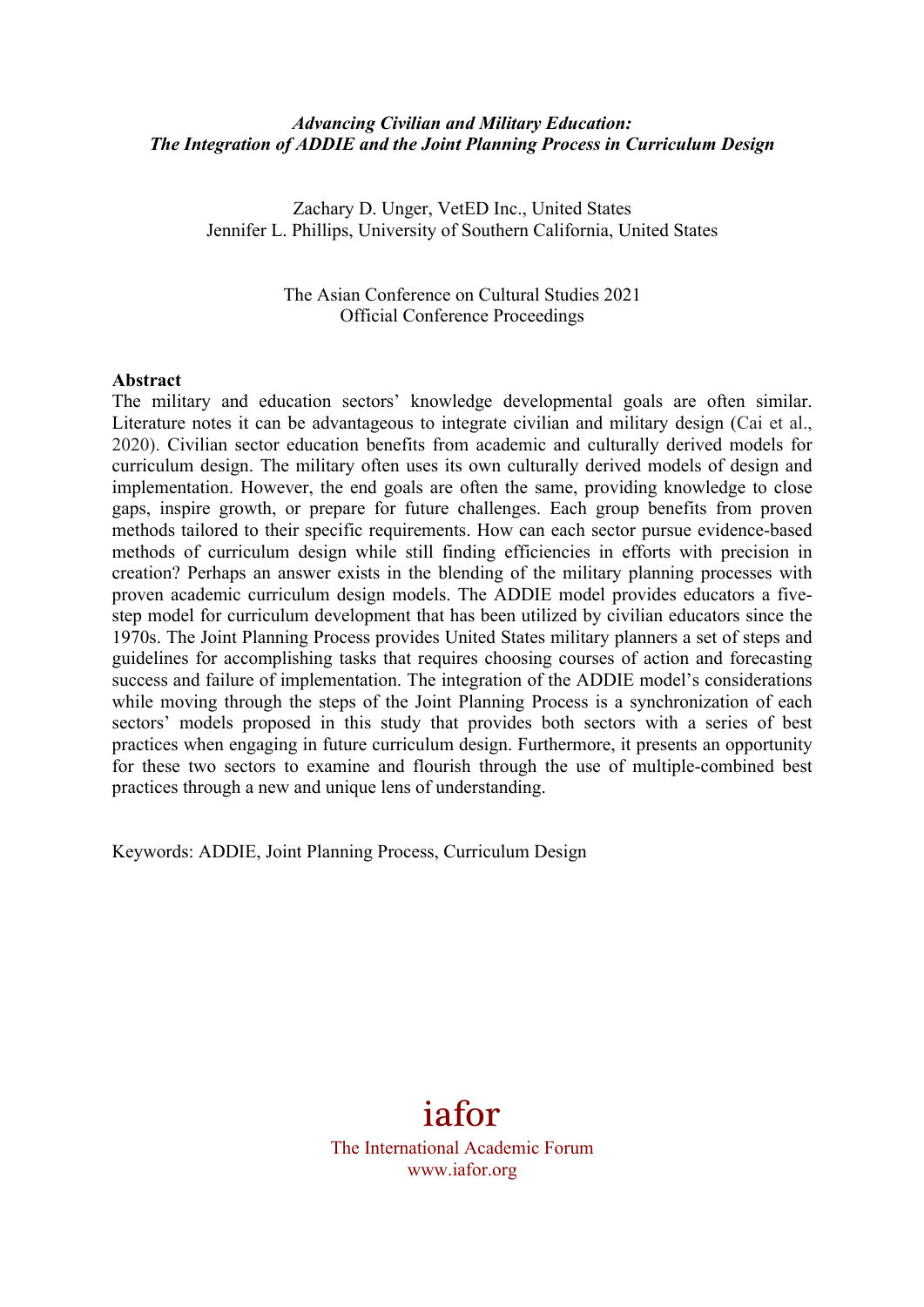# *Advancing Civilian and Military Education: The Integration of ADDIE and the Joint Planning Process in Curriculum Design*

Zachary D. Unger, VetED Inc., United States
Jennifer L. Phillips, University of Southern California, United States

The Asian Conference on Cultural Studies 2021
Official Conference Proceedings

**Abstract**

The military and education sectors' knowledge developmental goals are often similar. Literature notes it can be advantageous to integrate civilian and military design (Cai et al., 2020). Civilian sector education benefits from academic and culturally derived models for curriculum design. The military often uses its own culturally derived models of design and implementation. However, the end goals are often the same, providing knowledge to close gaps, inspire growth, or prepare for future challenges. Each group benefits from proven methods tailored to their specific requirements. How can each sector pursue evidence-based methods of curriculum design while still finding efficiencies in efforts with precision in creation? Perhaps an answer exists in the blending of the military planning processes with proven academic curriculum design models. The ADDIE model provides educators a five-step model for curriculum development that has been utilized by civilian educators since the 1970s. The Joint Planning Process provides United States military planners a set of steps and guidelines for accomplishing tasks that requires choosing courses of action and forecasting success and failure of implementation. The integration of the ADDIE model's considerations while moving through the steps of the Joint Planning Process is a synchronization of each sectors' models proposed in this study that provides both sectors with a series of best practices when engaging in future curriculum design. Furthermore, it presents an opportunity for these two sectors to examine and flourish through the use of multiple-combined best practices through a new and unique lens of understanding.

Keywords: ADDIE, Joint Planning Process, Curriculum Design

iafor
The International Academic Forum
www.iafor.org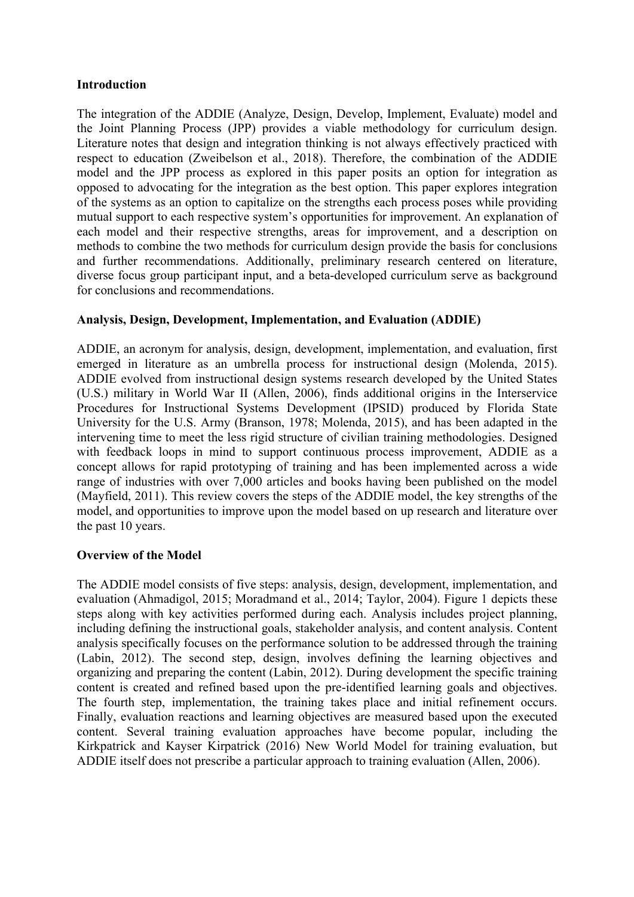**Introduction**

The integration of the ADDIE (Analyze, Design, Develop, Implement, Evaluate) model and the Joint Planning Process (JPP) provides a viable methodology for curriculum design. Literature notes that design and integration thinking is not always effectively practiced with respect to education (Zweibelson et al., 2018). Therefore, the combination of the ADDIE model and the JPP process as explored in this paper posits an option for integration as opposed to advocating for the integration as the best option. This paper explores integration of the systems as an option to capitalize on the strengths each process poses while providing mutual support to each respective system's opportunities for improvement. An explanation of each model and their respective strengths, areas for improvement, and a description on methods to combine the two methods for curriculum design provide the basis for conclusions and further recommendations. Additionally, preliminary research centered on literature, diverse focus group participant input, and a beta-developed curriculum serve as background for conclusions and recommendations.

**Analysis, Design, Development, Implementation, and Evaluation (ADDIE)**

ADDIE, an acronym for analysis, design, development, implementation, and evaluation, first emerged in literature as an umbrella process for instructional design (Molenda, 2015). ADDIE evolved from instructional design systems research developed by the United States (U.S.) military in World War II (Allen, 2006), finds additional origins in the Interservice Procedures for Instructional Systems Development (IPSID) produced by Florida State University for the U.S. Army (Branson, 1978; Molenda, 2015), and has been adapted in the intervening time to meet the less rigid structure of civilian training methodologies. Designed with feedback loops in mind to support continuous process improvement, ADDIE as a concept allows for rapid prototyping of training and has been implemented across a wide range of industries with over 7,000 articles and books having been published on the model (Mayfield, 2011). This review covers the steps of the ADDIE model, the key strengths of the model, and opportunities to improve upon the model based on up research and literature over the past 10 years.

**Overview of the Model**

The ADDIE model consists of five steps: analysis, design, development, implementation, and evaluation (Ahmadigol, 2015; Moradmand et al., 2014; Taylor, 2004). Figure 1 depicts these steps along with key activities performed during each. Analysis includes project planning, including defining the instructional goals, stakeholder analysis, and content analysis. Content analysis specifically focuses on the performance solution to be addressed through the training (Labin, 2012). The second step, design, involves defining the learning objectives and organizing and preparing the content (Labin, 2012). During development the specific training content is created and refined based upon the pre-identified learning goals and objectives. The fourth step, implementation, the training takes place and initial refinement occurs. Finally, evaluation reactions and learning objectives are measured based upon the executed content. Several training evaluation approaches have become popular, including the Kirkpatrick and Kayser Kirpatrick (2016) New World Model for training evaluation, but ADDIE itself does not prescribe a particular approach to training evaluation (Allen, 2006).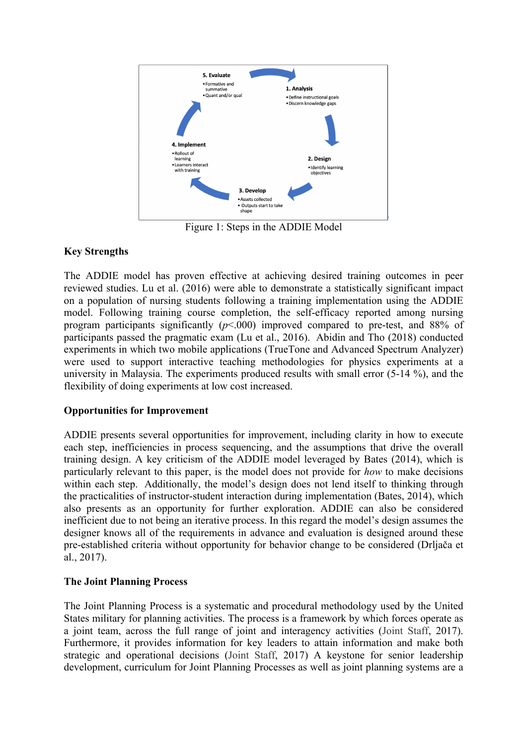Figure 1: Steps in the ADDIE Model

**Key Strengths**

The ADDIE model has proven effective at achieving desired training outcomes in peer reviewed studies. Lu et al. (2016) were able to demonstrate a statistically significant impact on a population of nursing students following a training implementation using the ADDIE model. Following training course completion, the self-efficacy reported among nursing program participants significantly ($p$<.000) improved compared to pre-test, and 88% of participants passed the pragmatic exam (Lu et al., 2016). Abidin and Tho (2018) conducted experiments in which two mobile applications (TrueTone and Advanced Spectrum Analyzer) were used to support interactive teaching methodologies for physics experiments at a university in Malaysia. The experiments produced results with small error (5-14 %), and the flexibility of doing experiments at low cost increased.

**Opportunities for Improvement**

ADDIE presents several opportunities for improvement, including clarity in how to execute each step, inefficiencies in process sequencing, and the assumptions that drive the overall training design. A key criticism of the ADDIE model leveraged by Bates (2014), which is particularly relevant to this paper, is the model does not provide for *how* to make decisions within each step. Additionally, the model's design does not lend itself to thinking through the practicalities of instructor-student interaction during implementation (Bates, 2014), which also presents as an opportunity for further exploration. ADDIE can also be considered inefficient due to not being an iterative process. In this regard the model's design assumes the designer knows all of the requirements in advance and evaluation is designed around these pre-established criteria without opportunity for behavior change to be considered (Drljača et al., 2017).

**The Joint Planning Process**

The Joint Planning Process is a systematic and procedural methodology used by the United States military for planning activities. The process is a framework by which forces operate as a joint team, across the full range of joint and interagency activities (Joint Staff, 2017). Furthermore, it provides information for key leaders to attain information and make both strategic and operational decisions (Joint Staff, 2017) A keystone for senior leadership development, curriculum for Joint Planning Processes as well as joint planning systems are a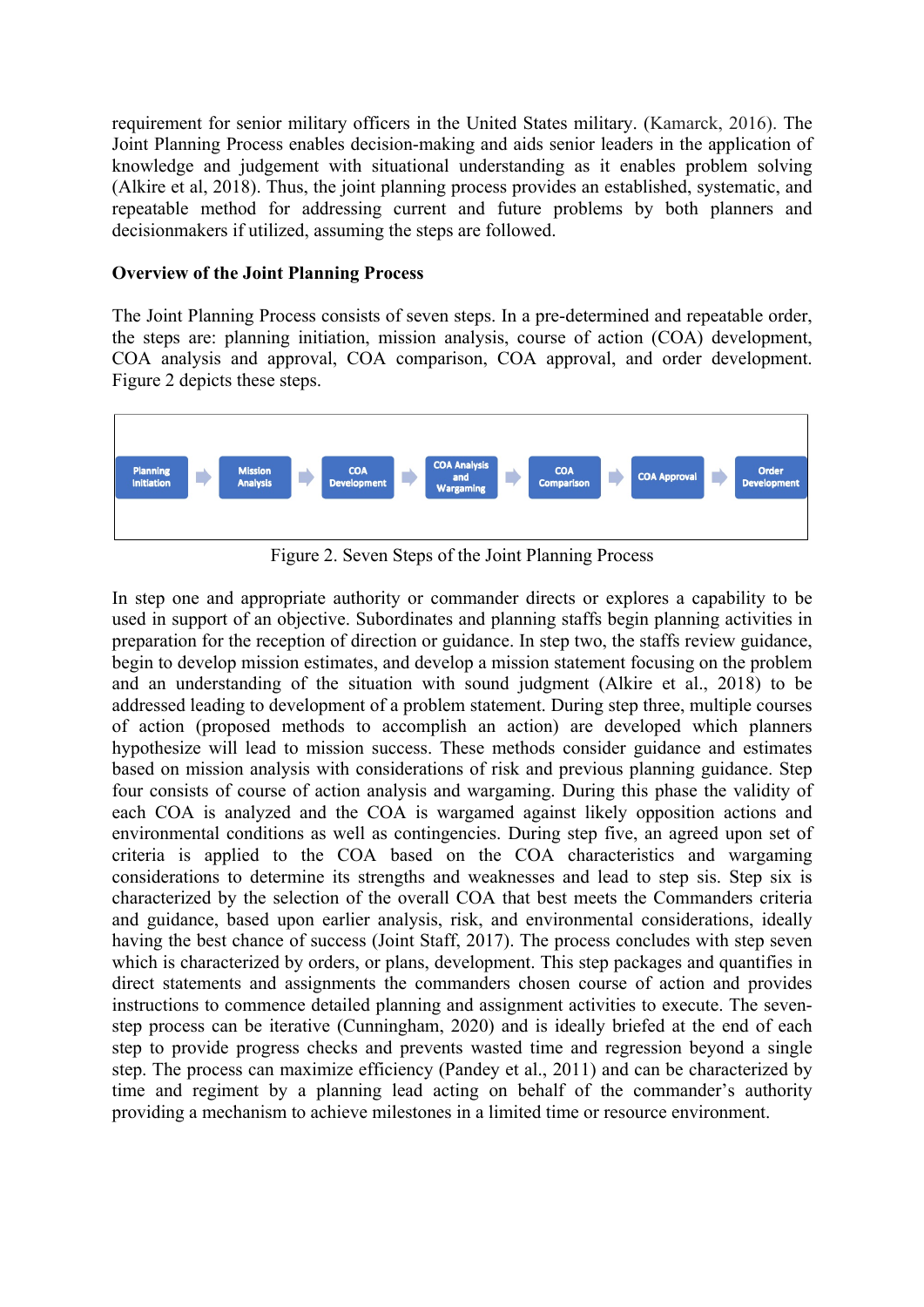requirement for senior military officers in the United States military. (Kamarck, 2016). The Joint Planning Process enables decision-making and aids senior leaders in the application of knowledge and judgement with situational understanding as it enables problem solving (Alkire et al, 2018). Thus, the joint planning process provides an established, systematic, and repeatable method for addressing current and future problems by both planners and decisionmakers if utilized, assuming the steps are followed.

**Overview of the Joint Planning Process**

The Joint Planning Process consists of seven steps. In a pre-determined and repeatable order, the steps are: planning initiation, mission analysis, course of action (COA) development, COA analysis and approval, COA comparison, COA approval, and order development. Figure 2 depicts these steps.

Planning Initiation → Mission Analysis → COA Development → COA Analysis and Wargaming → COA Comparison → COA Approval → Order Development

Figure 2. Seven Steps of the Joint Planning Process

In step one and appropriate authority or commander directs or explores a capability to be used in support of an objective. Subordinates and planning staffs begin planning activities in preparation for the reception of direction or guidance. In step two, the staffs review guidance, begin to develop mission estimates, and develop a mission statement focusing on the problem and an understanding of the situation with sound judgment (Alkire et al., 2018) to be addressed leading to development of a problem statement. During step three, multiple courses of action (proposed methods to accomplish an action) are developed which planners hypothesize will lead to mission success. These methods consider guidance and estimates based on mission analysis with considerations of risk and previous planning guidance. Step four consists of course of action analysis and wargaming. During this phase the validity of each COA is analyzed and the COA is wargamed against likely opposition actions and environmental conditions as well as contingencies. During step five, an agreed upon set of criteria is applied to the COA based on the COA characteristics and wargaming considerations to determine its strengths and weaknesses and lead to step sis. Step six is characterized by the selection of the overall COA that best meets the Commanders criteria and guidance, based upon earlier analysis, risk, and environmental considerations, ideally having the best chance of success (Joint Staff, 2017). The process concludes with step seven which is characterized by orders, or plans, development. This step packages and quantifies in direct statements and assignments the commanders chosen course of action and provides instructions to commence detailed planning and assignment activities to execute. The seven-step process can be iterative (Cunningham, 2020) and is ideally briefed at the end of each step to provide progress checks and prevents wasted time and regression beyond a single step. The process can maximize efficiency (Pandey et al., 2011) and can be characterized by time and regiment by a planning lead acting on behalf of the commander's authority providing a mechanism to achieve milestones in a limited time or resource environment.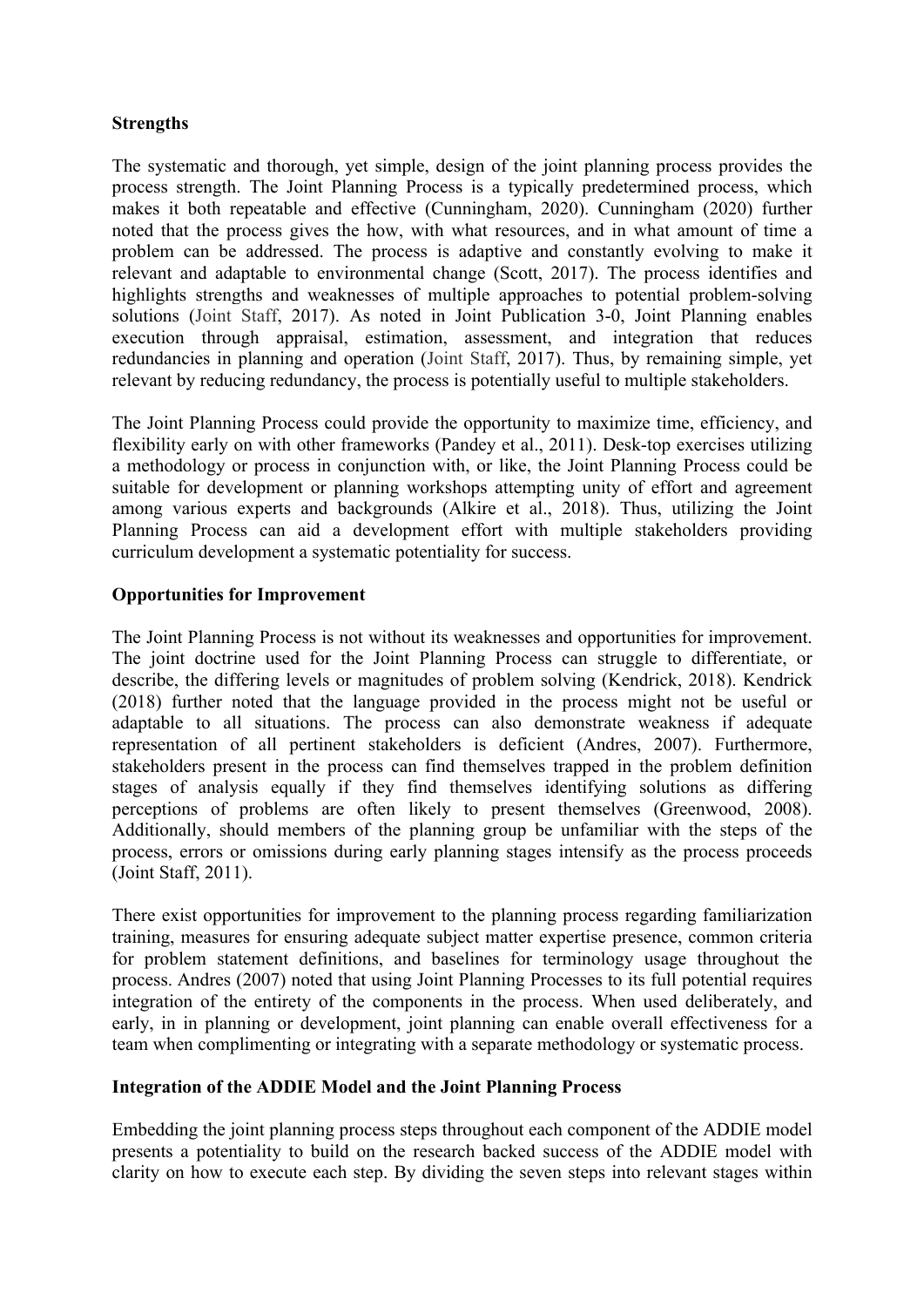**Strengths**

The systematic and thorough, yet simple, design of the joint planning process provides the process strength. The Joint Planning Process is a typically predetermined process, which makes it both repeatable and effective (Cunningham, 2020). Cunningham (2020) further noted that the process gives the how, with what resources, and in what amount of time a problem can be addressed. The process is adaptive and constantly evolving to make it relevant and adaptable to environmental change (Scott, 2017). The process identifies and highlights strengths and weaknesses of multiple approaches to potential problem-solving solutions (Joint Staff, 2017). As noted in Joint Publication 3-0, Joint Planning enables execution through appraisal, estimation, assessment, and integration that reduces redundancies in planning and operation (Joint Staff, 2017). Thus, by remaining simple, yet relevant by reducing redundancy, the process is potentially useful to multiple stakeholders.

The Joint Planning Process could provide the opportunity to maximize time, efficiency, and flexibility early on with other frameworks (Pandey et al., 2011). Desk-top exercises utilizing a methodology or process in conjunction with, or like, the Joint Planning Process could be suitable for development or planning workshops attempting unity of effort and agreement among various experts and backgrounds (Alkire et al., 2018). Thus, utilizing the Joint Planning Process can aid a development effort with multiple stakeholders providing curriculum development a systematic potentiality for success.

**Opportunities for Improvement**

The Joint Planning Process is not without its weaknesses and opportunities for improvement. The joint doctrine used for the Joint Planning Process can struggle to differentiate, or describe, the differing levels or magnitudes of problem solving (Kendrick, 2018). Kendrick (2018) further noted that the language provided in the process might not be useful or adaptable to all situations. The process can also demonstrate weakness if adequate representation of all pertinent stakeholders is deficient (Andres, 2007). Furthermore, stakeholders present in the process can find themselves trapped in the problem definition stages of analysis equally if they find themselves identifying solutions as differing perceptions of problems are often likely to present themselves (Greenwood, 2008). Additionally, should members of the planning group be unfamiliar with the steps of the process, errors or omissions during early planning stages intensify as the process proceeds (Joint Staff, 2011).

There exist opportunities for improvement to the planning process regarding familiarization training, measures for ensuring adequate subject matter expertise presence, common criteria for problem statement definitions, and baselines for terminology usage throughout the process. Andres (2007) noted that using Joint Planning Processes to its full potential requires integration of the entirety of the components in the process. When used deliberately, and early, in in planning or development, joint planning can enable overall effectiveness for a team when complimenting or integrating with a separate methodology or systematic process.

**Integration of the ADDIE Model and the Joint Planning Process**

Embedding the joint planning process steps throughout each component of the ADDIE model presents a potentiality to build on the research backed success of the ADDIE model with clarity on how to execute each step. By dividing the seven steps into relevant stages within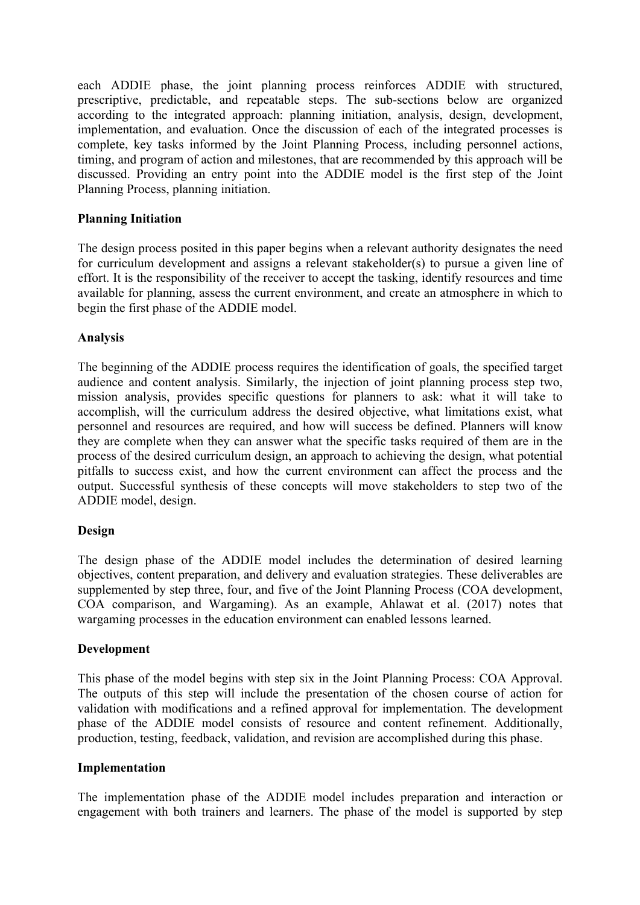each ADDIE phase, the joint planning process reinforces ADDIE with structured, prescriptive, predictable, and repeatable steps. The sub-sections below are organized according to the integrated approach: planning initiation, analysis, design, development, implementation, and evaluation. Once the discussion of each of the integrated processes is complete, key tasks informed by the Joint Planning Process, including personnel actions, timing, and program of action and milestones, that are recommended by this approach will be discussed. Providing an entry point into the ADDIE model is the first step of the Joint Planning Process, planning initiation.

**Planning Initiation**

The design process posited in this paper begins when a relevant authority designates the need for curriculum development and assigns a relevant stakeholder(s) to pursue a given line of effort. It is the responsibility of the receiver to accept the tasking, identify resources and time available for planning, assess the current environment, and create an atmosphere in which to begin the first phase of the ADDIE model.

**Analysis**

The beginning of the ADDIE process requires the identification of goals, the specified target audience and content analysis. Similarly, the injection of joint planning process step two, mission analysis, provides specific questions for planners to ask: what it will take to accomplish, will the curriculum address the desired objective, what limitations exist, what personnel and resources are required, and how will success be defined. Planners will know they are complete when they can answer what the specific tasks required of them are in the process of the desired curriculum design, an approach to achieving the design, what potential pitfalls to success exist, and how the current environment can affect the process and the output. Successful synthesis of these concepts will move stakeholders to step two of the ADDIE model, design.

**Design**

The design phase of the ADDIE model includes the determination of desired learning objectives, content preparation, and delivery and evaluation strategies. These deliverables are supplemented by step three, four, and five of the Joint Planning Process (COA development, COA comparison, and Wargaming). As an example, Ahlawat et al. (2017) notes that wargaming processes in the education environment can enabled lessons learned.

**Development**

This phase of the model begins with step six in the Joint Planning Process: COA Approval. The outputs of this step will include the presentation of the chosen course of action for validation with modifications and a refined approval for implementation. The development phase of the ADDIE model consists of resource and content refinement. Additionally, production, testing, feedback, validation, and revision are accomplished during this phase.

**Implementation**

The implementation phase of the ADDIE model includes preparation and interaction or engagement with both trainers and learners. The phase of the model is supported by step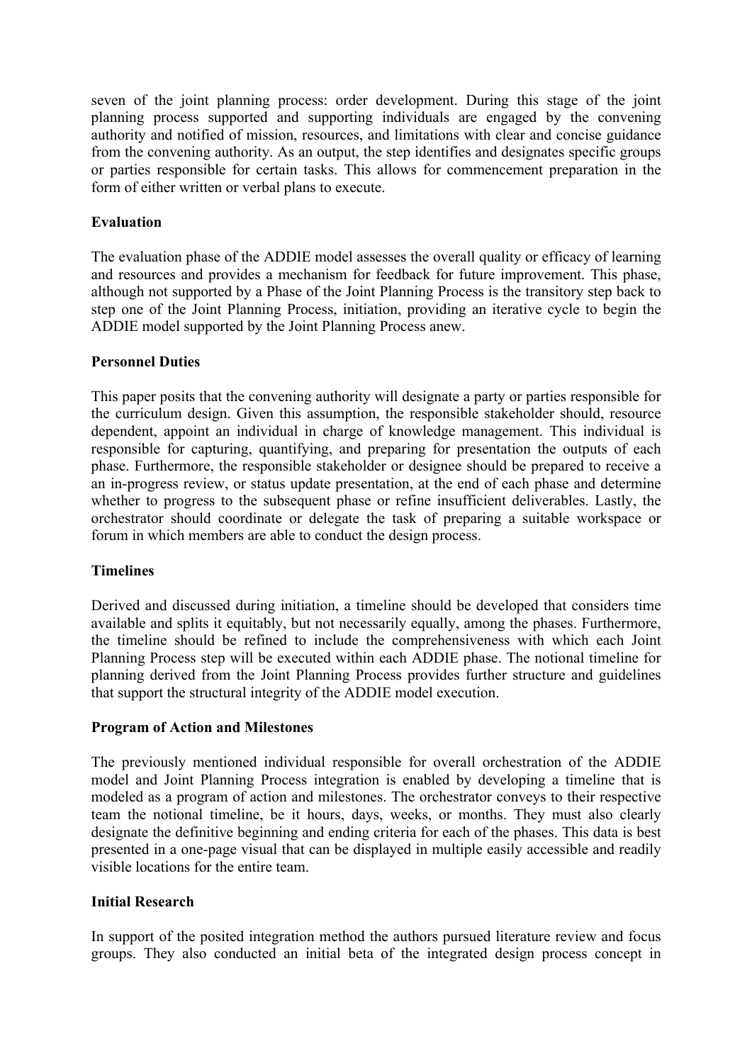seven of the joint planning process: order development. During this stage of the joint planning process supported and supporting individuals are engaged by the convening authority and notified of mission, resources, and limitations with clear and concise guidance from the convening authority. As an output, the step identifies and designates specific groups or parties responsible for certain tasks. This allows for commencement preparation in the form of either written or verbal plans to execute.

**Evaluation**

The evaluation phase of the ADDIE model assesses the overall quality or efficacy of learning and resources and provides a mechanism for feedback for future improvement. This phase, although not supported by a Phase of the Joint Planning Process is the transitory step back to step one of the Joint Planning Process, initiation, providing an iterative cycle to begin the ADDIE model supported by the Joint Planning Process anew.

**Personnel Duties**

This paper posits that the convening authority will designate a party or parties responsible for the curriculum design. Given this assumption, the responsible stakeholder should, resource dependent, appoint an individual in charge of knowledge management. This individual is responsible for capturing, quantifying, and preparing for presentation the outputs of each phase. Furthermore, the responsible stakeholder or designee should be prepared to receive a an in-progress review, or status update presentation, at the end of each phase and determine whether to progress to the subsequent phase or refine insufficient deliverables. Lastly, the orchestrator should coordinate or delegate the task of preparing a suitable workspace or forum in which members are able to conduct the design process.

**Timelines**

Derived and discussed during initiation, a timeline should be developed that considers time available and splits it equitably, but not necessarily equally, among the phases. Furthermore, the timeline should be refined to include the comprehensiveness with which each Joint Planning Process step will be executed within each ADDIE phase. The notional timeline for planning derived from the Joint Planning Process provides further structure and guidelines that support the structural integrity of the ADDIE model execution.

**Program of Action and Milestones**

The previously mentioned individual responsible for overall orchestration of the ADDIE model and Joint Planning Process integration is enabled by developing a timeline that is modeled as a program of action and milestones. The orchestrator conveys to their respective team the notional timeline, be it hours, days, weeks, or months. They must also clearly designate the definitive beginning and ending criteria for each of the phases. This data is best presented in a one-page visual that can be displayed in multiple easily accessible and readily visible locations for the entire team.

**Initial Research**

In support of the posited integration method the authors pursued literature review and focus groups. They also conducted an initial beta of the integrated design process concept in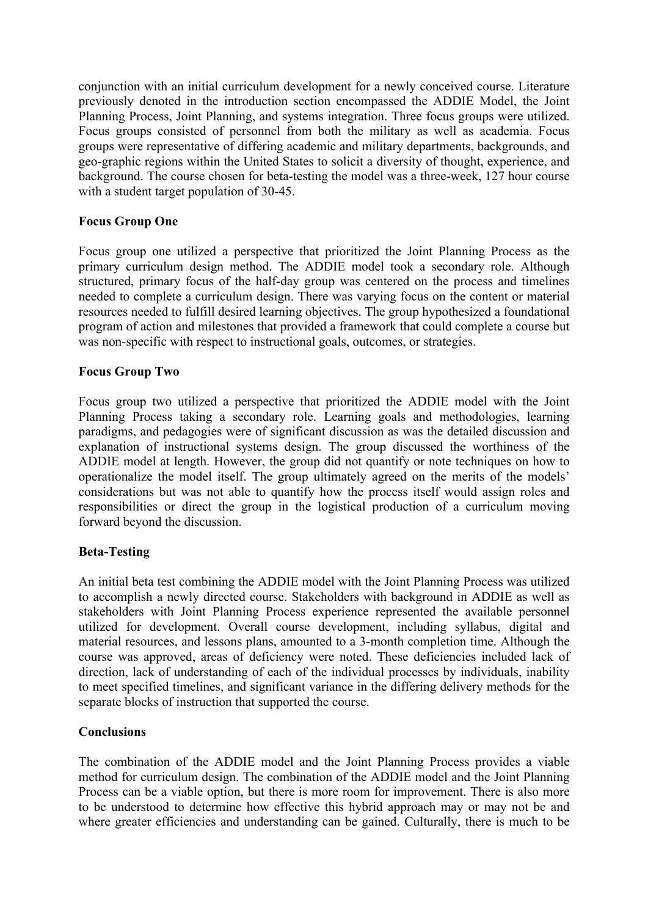conjunction with an initial curriculum development for a newly conceived course. Literature previously denoted in the introduction section encompassed the ADDIE Model, the Joint Planning Process, Joint Planning, and systems integration. Three focus groups were utilized. Focus groups consisted of personnel from both the military as well as academia. Focus groups were representative of differing academic and military departments, backgrounds, and geo-graphic regions within the United States to solicit a diversity of thought, experience, and background. The course chosen for beta-testing the model was a three-week, 127 hour course with a student target population of 30-45.

**Focus Group One**

Focus group one utilized a perspective that prioritized the Joint Planning Process as the primary curriculum design method. The ADDIE model took a secondary role. Although structured, primary focus of the half-day group was centered on the process and timelines needed to complete a curriculum design. There was varying focus on the content or material resources needed to fulfill desired learning objectives. The group hypothesized a foundational program of action and milestones that provided a framework that could complete a course but was non-specific with respect to instructional goals, outcomes, or strategies.

**Focus Group Two**

Focus group two utilized a perspective that prioritized the ADDIE model with the Joint Planning Process taking a secondary role. Learning goals and methodologies, learning paradigms, and pedagogies were of significant discussion as was the detailed discussion and explanation of instructional systems design. The group discussed the worthiness of the ADDIE model at length. However, the group did not quantify or note techniques on how to operationalize the model itself. The group ultimately agreed on the merits of the models' considerations but was not able to quantify how the process itself would assign roles and responsibilities or direct the group in the logistical production of a curriculum moving forward beyond the discussion.

**Beta-Testing**

An initial beta test combining the ADDIE model with the Joint Planning Process was utilized to accomplish a newly directed course. Stakeholders with background in ADDIE as well as stakeholders with Joint Planning Process experience represented the available personnel utilized for development. Overall course development, including syllabus, digital and material resources, and lessons plans, amounted to a 3-month completion time. Although the course was approved, areas of deficiency were noted. These deficiencies included lack of direction, lack of understanding of each of the individual processes by individuals, inability to meet specified timelines, and significant variance in the differing delivery methods for the separate blocks of instruction that supported the course.

**Conclusions**

The combination of the ADDIE model and the Joint Planning Process provides a viable method for curriculum design. The combination of the ADDIE model and the Joint Planning Process can be a viable option, but there is more room for improvement. There is also more to be understood to determine how effective this hybrid approach may or may not be and where greater efficiencies and understanding can be gained. Culturally, there is much to be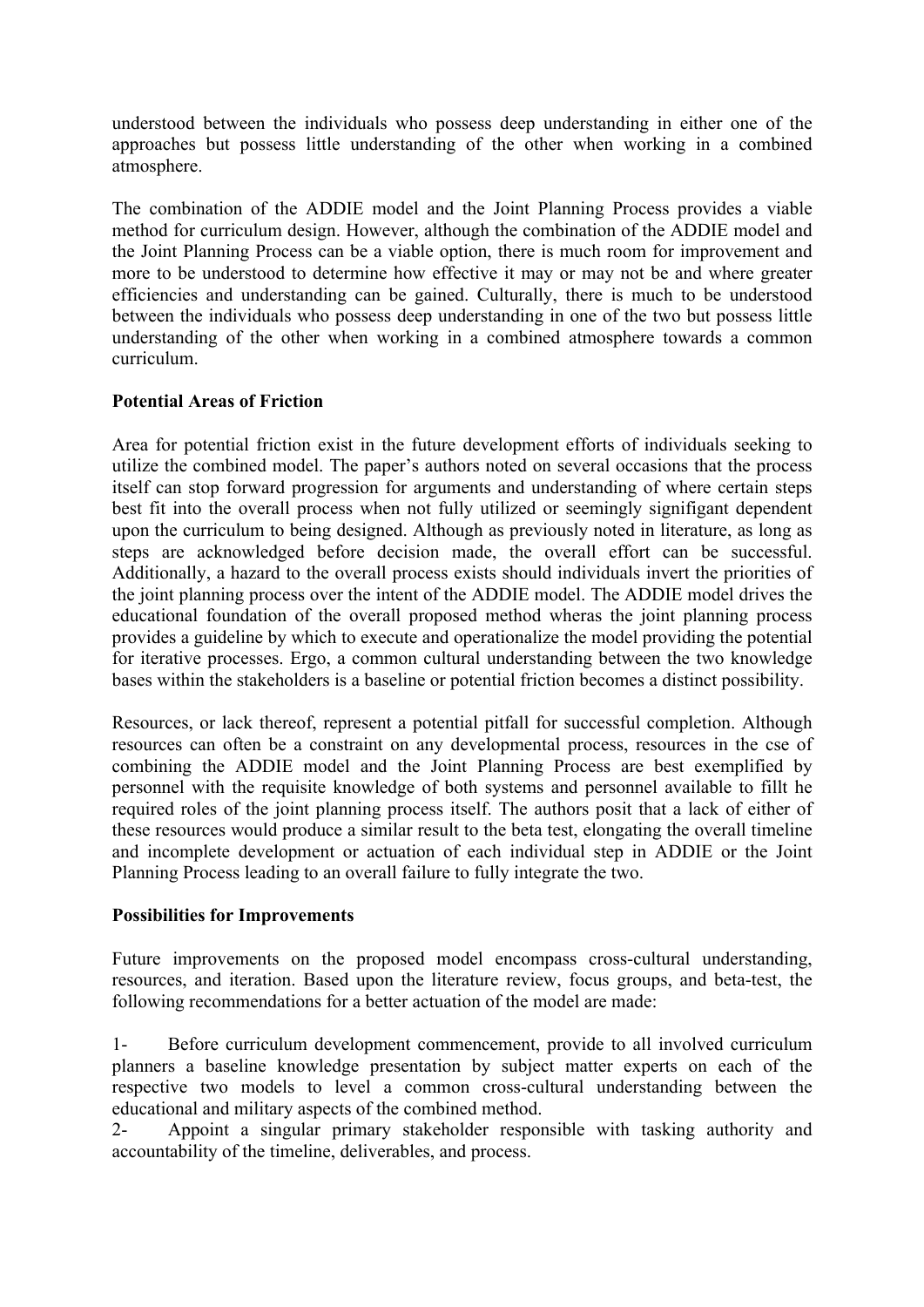understood between the individuals who possess deep understanding in either one of the approaches but possess little understanding of the other when working in a combined atmosphere.

The combination of the ADDIE model and the Joint Planning Process provides a viable method for curriculum design. However, although the combination of the ADDIE model and the Joint Planning Process can be a viable option, there is much room for improvement and more to be understood to determine how effective it may or may not be and where greater efficiencies and understanding can be gained. Culturally, there is much to be understood between the individuals who possess deep understanding in one of the two but possess little understanding of the other when working in a combined atmosphere towards a common curriculum.

**Potential Areas of Friction**

Area for potential friction exist in the future development efforts of individuals seeking to utilize the combined model. The paper's authors noted on several occasions that the process itself can stop forward progression for arguments and understanding of where certain steps best fit into the overall process when not fully utilized or seemingly signifigant dependent upon the curriculum to being designed. Although as previously noted in literature, as long as steps are acknowledged before decision made, the overall effort can be successful. Additionally, a hazard to the overall process exists should individuals invert the priorities of the joint planning process over the intent of the ADDIE model. The ADDIE model drives the educational foundation of the overall proposed method wheras the joint planning process provides a guideline by which to execute and operationalize the model providing the potential for iterative processes. Ergo, a common cultural understanding between the two knowledge bases within the stakeholders is a baseline or potential friction becomes a distinct possibility.

Resources, or lack thereof, represent a potential pitfall for successful completion. Although resources can often be a constraint on any developmental process, resources in the cse of combining the ADDIE model and the Joint Planning Process are best exemplified by personnel with the requisite knowledge of both systems and personnel available to fillt he required roles of the joint planning process itself. The authors posit that a lack of either of these resources would produce a similar result to the beta test, elongating the overall timeline and incomplete development or actuation of each individual step in ADDIE or the Joint Planning Process leading to an overall failure to fully integrate the two.

**Possibilities for Improvements**

Future improvements on the proposed model encompass cross-cultural understanding, resources, and iteration. Based upon the literature review, focus groups, and beta-test, the following recommendations for a better actuation of the model are made:

1- Before curriculum development commencement, provide to all involved curriculum planners a baseline knowledge presentation by subject matter experts on each of the respective two models to level a common cross-cultural understanding between the educational and military aspects of the combined method.

2- Appoint a singular primary stakeholder responsible with tasking authority and accountability of the timeline, deliverables, and process.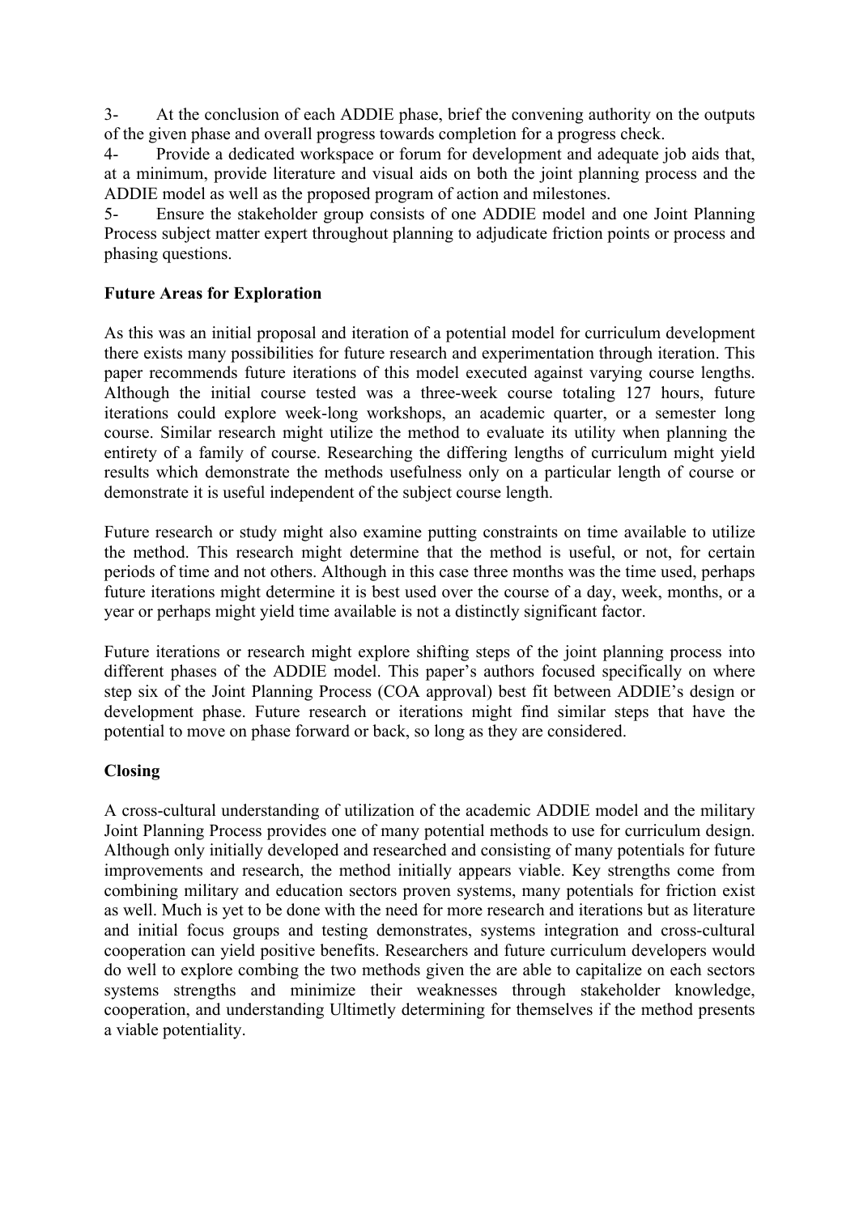3- At the conclusion of each ADDIE phase, brief the convening authority on the outputs of the given phase and overall progress towards completion for a progress check.

4- Provide a dedicated workspace or forum for development and adequate job aids that, at a minimum, provide literature and visual aids on both the joint planning process and the ADDIE model as well as the proposed program of action and milestones.

5- Ensure the stakeholder group consists of one ADDIE model and one Joint Planning Process subject matter expert throughout planning to adjudicate friction points or process and phasing questions.

**Future Areas for Exploration**

As this was an initial proposal and iteration of a potential model for curriculum development there exists many possibilities for future research and experimentation through iteration. This paper recommends future iterations of this model executed against varying course lengths. Although the initial course tested was a three-week course totaling 127 hours, future iterations could explore week-long workshops, an academic quarter, or a semester long course. Similar research might utilize the method to evaluate its utility when planning the entirety of a family of course. Researching the differing lengths of curriculum might yield results which demonstrate the methods usefulness only on a particular length of course or demonstrate it is useful independent of the subject course length.

Future research or study might also examine putting constraints on time available to utilize the method. This research might determine that the method is useful, or not, for certain periods of time and not others. Although in this case three months was the time used, perhaps future iterations might determine it is best used over the course of a day, week, months, or a year or perhaps might yield time available is not a distinctly significant factor.

Future iterations or research might explore shifting steps of the joint planning process into different phases of the ADDIE model. This paper's authors focused specifically on where step six of the Joint Planning Process (COA approval) best fit between ADDIE's design or development phase. Future research or iterations might find similar steps that have the potential to move on phase forward or back, so long as they are considered.

**Closing**

A cross-cultural understanding of utilization of the academic ADDIE model and the military Joint Planning Process provides one of many potential methods to use for curriculum design. Although only initially developed and researched and consisting of many potentials for future improvements and research, the method initially appears viable. Key strengths come from combining military and education sectors proven systems, many potentials for friction exist as well. Much is yet to be done with the need for more research and iterations but as literature and initial focus groups and testing demonstrates, systems integration and cross-cultural cooperation can yield positive benefits. Researchers and future curriculum developers would do well to explore combing the two methods given the are able to capitalize on each sectors systems strengths and minimize their weaknesses through stakeholder knowledge, cooperation, and understanding Ultimetly determining for themselves if the method presents a viable potentiality.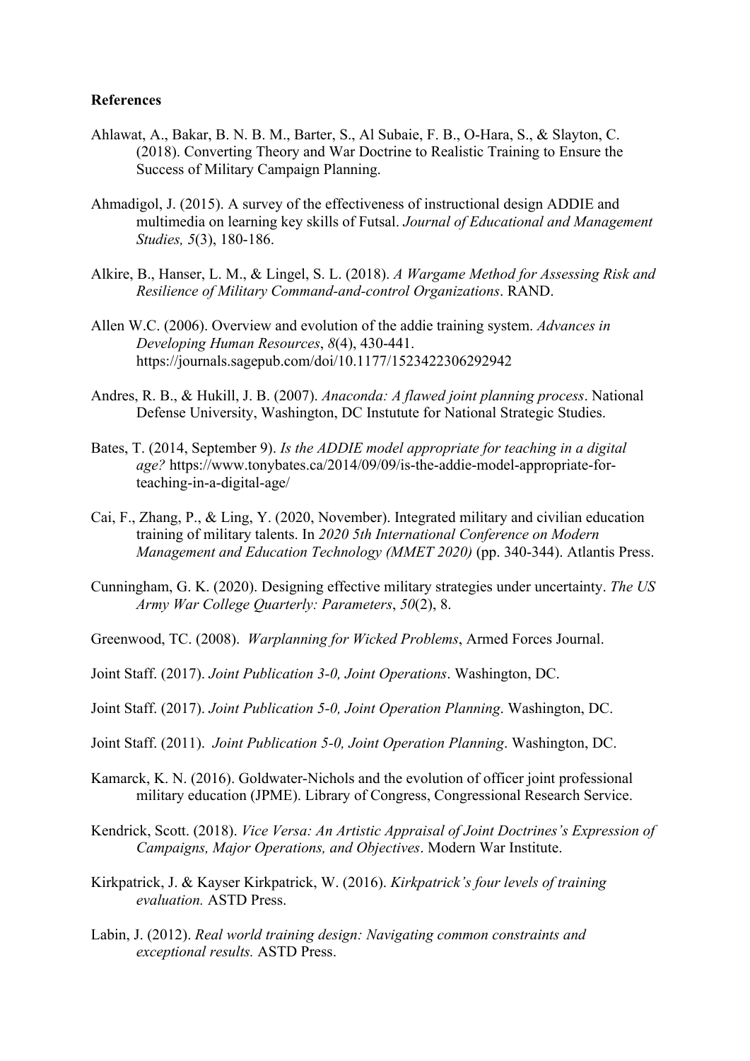**References**

Ahlawat, A., Bakar, B. N. B. M., Barter, S., Al Subaie, F. B., O-Hara, S., & Slayton, C. (2018). Converting Theory and War Doctrine to Realistic Training to Ensure the Success of Military Campaign Planning.

Ahmadigol, J. (2015). A survey of the effectiveness of instructional design ADDIE and multimedia on learning key skills of Futsal. *Journal of Educational and Management Studies, 5*(3), 180-186.

Alkire, B., Hanser, L. M., & Lingel, S. L. (2018). *A Wargame Method for Assessing Risk and Resilience of Military Command-and-control Organizations*. RAND.

Allen W.C. (2006). Overview and evolution of the addie training system. *Advances in Developing Human Resources*, *8*(4), 430-441. https://journals.sagepub.com/doi/10.1177/1523422306292942

Andres, R. B., & Hukill, J. B. (2007). *Anaconda: A flawed joint planning process*. National Defense University, Washington, DC Instutute for National Strategic Studies.

Bates, T. (2014, September 9). *Is the ADDIE model appropriate for teaching in a digital age?* https://www.tonybates.ca/2014/09/09/is-the-addie-model-appropriate-for-teaching-in-a-digital-age/

Cai, F., Zhang, P., & Ling, Y. (2020, November). Integrated military and civilian education training of military talents. In *2020 5th International Conference on Modern Management and Education Technology (MMET 2020)* (pp. 340-344). Atlantis Press.

Cunningham, G. K. (2020). Designing effective military strategies under uncertainty. *The US Army War College Quarterly: Parameters*, *50*(2), 8.

Greenwood, TC. (2008). *Warplanning for Wicked Problems*, Armed Forces Journal.

Joint Staff. (2017). *Joint Publication 3-0, Joint Operations*. Washington, DC.

Joint Staff. (2017). *Joint Publication 5-0, Joint Operation Planning*. Washington, DC.

Joint Staff. (2011). *Joint Publication 5-0, Joint Operation Planning*. Washington, DC.

Kamarck, K. N. (2016). Goldwater-Nichols and the evolution of officer joint professional military education (JPME). Library of Congress, Congressional Research Service.

Kendrick, Scott. (2018). *Vice Versa: An Artistic Appraisal of Joint Doctrines's Expression of Campaigns, Major Operations, and Objectives*. Modern War Institute.

Kirkpatrick, J. & Kayser Kirkpatrick, W. (2016). *Kirkpatrick's four levels of training evaluation.* ASTD Press.

Labin, J. (2012). *Real world training design: Navigating common constraints and exceptional results.* ASTD Press.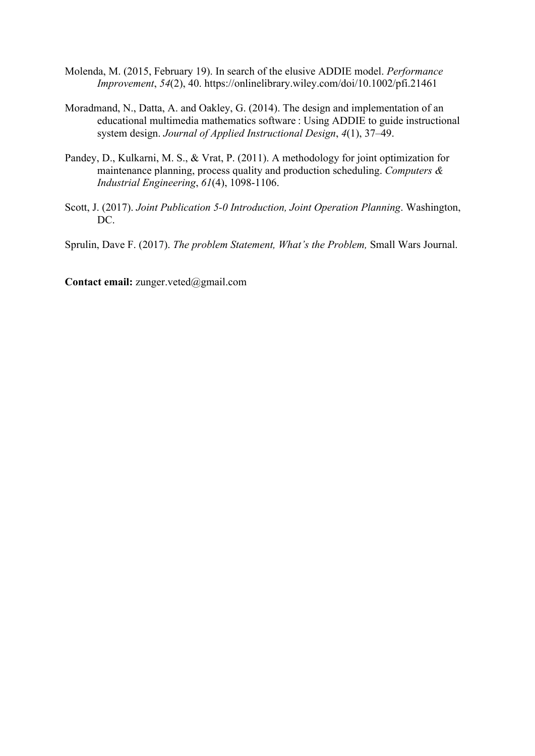Molenda, M. (2015, February 19). In search of the elusive ADDIE model. *Performance Improvement*, *54*(2), 40. https://onlinelibrary.wiley.com/doi/10.1002/pfi.21461

Moradmand, N., Datta, A. and Oakley, G. (2014). The design and implementation of an educational multimedia mathematics software : Using ADDIE to guide instructional system design. *Journal of Applied Instructional Design*, *4*(1), 37–49.

Pandey, D., Kulkarni, M. S., & Vrat, P. (2011). A methodology for joint optimization for maintenance planning, process quality and production scheduling. *Computers & Industrial Engineering*, *61*(4), 1098-1106.

Scott, J. (2017). *Joint Publication 5-0 Introduction, Joint Operation Planning*. Washington, DC.

Sprulin, Dave F. (2017). *The problem Statement, What's the Problem,* Small Wars Journal.

**Contact email:** zunger.veted@gmail.com